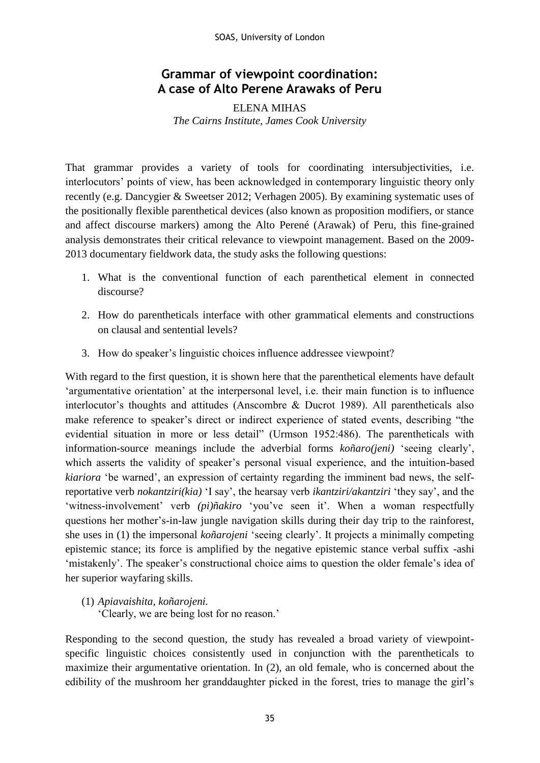# Grammar of viewpoint coordination: A case of Alto Perene Arawaks of Peru

ELENA MIHAS
*The Cairns Institute, James Cook University*

That grammar provides a variety of tools for coordinating intersubjectivities, i.e. interlocutors' points of view, has been acknowledged in contemporary linguistic theory only recently (e.g. Dancygier & Sweetser 2012; Verhagen 2005). By examining systematic uses of the positionally flexible parenthetical devices (also known as proposition modifiers, or stance and affect discourse markers) among the Alto Perené (Arawak) of Peru, this fine-grained analysis demonstrates their critical relevance to viewpoint management. Based on the 2009-2013 documentary fieldwork data, the study asks the following questions:

1. What is the conventional function of each parenthetical element in connected discourse?
2. How do parentheticals interface with other grammatical elements and constructions on clausal and sentential levels?
3. How do speaker's linguistic choices influence addressee viewpoint?

With regard to the first question, it is shown here that the parenthetical elements have default 'argumentative orientation' at the interpersonal level, i.e. their main function is to influence interlocutor's thoughts and attitudes (Anscombre & Ducrot 1989). All parentheticals also make reference to speaker's direct or indirect experience of stated events, describing "the evidential situation in more or less detail" (Urmson 1952:486). The parentheticals with information-source meanings include the adverbial forms *koñaro(jeni)* 'seeing clearly', which asserts the validity of speaker's personal visual experience, and the intuition-based *kiariora* 'be warned', an expression of certainty regarding the imminent bad news, the self-reportative verb *nokantziri(kia)* 'I say', the hearsay verb *ikantziri/akantziri* 'they say', and the 'witness-involvement' verb *(pi)ñakiro* 'you've seen it'. When a woman respectfully questions her mother's-in-law jungle navigation skills during their day trip to the rainforest, she uses in (1) the impersonal *koñarojeni* 'seeing clearly'. It projects a minimally competing epistemic stance; its force is amplified by the negative epistemic stance verbal suffix -ashi 'mistakenly'. The speaker's constructional choice aims to question the older female's idea of her superior wayfaring skills.

(1) *Apiavaishita, koñarojeni.*
'Clearly, we are being lost for no reason.'

Responding to the second question, the study has revealed a broad variety of viewpoint-specific linguistic choices consistently used in conjunction with the parentheticals to maximize their argumentative orientation. In (2), an old female, who is concerned about the edibility of the mushroom her granddaughter picked in the forest, tries to manage the girl's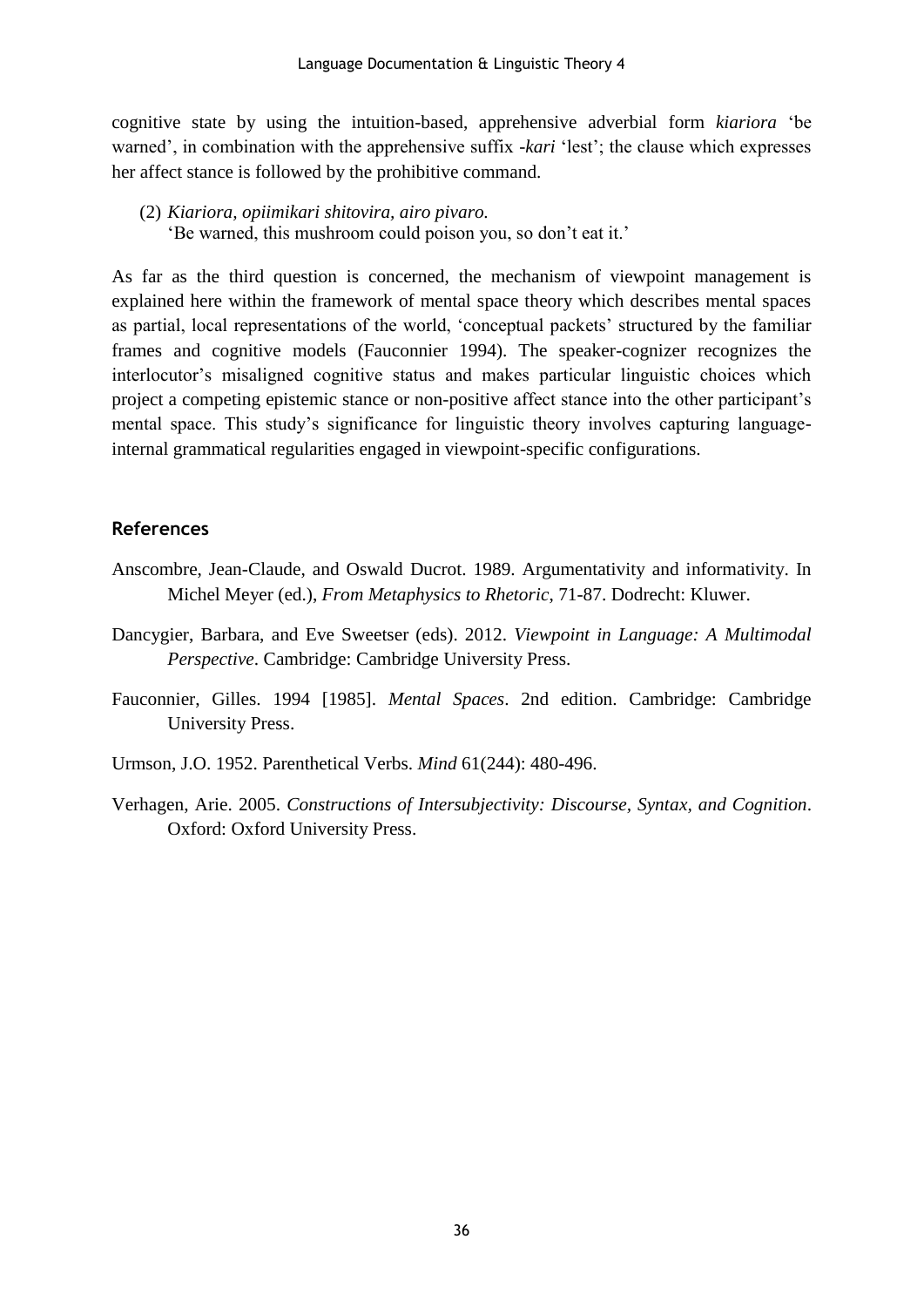cognitive state by using the intuition-based, apprehensive adverbial form *kiariora* 'be warned', in combination with the apprehensive suffix *-kari* 'lest'; the clause which expresses her affect stance is followed by the prohibitive command.

(2) *Kiariora, opiimikari shitovira, airo pivaro.*
'Be warned, this mushroom could poison you, so don't eat it.'

As far as the third question is concerned, the mechanism of viewpoint management is explained here within the framework of mental space theory which describes mental spaces as partial, local representations of the world, 'conceptual packets' structured by the familiar frames and cognitive models (Fauconnier 1994). The speaker-cognizer recognizes the interlocutor's misaligned cognitive status and makes particular linguistic choices which project a competing epistemic stance or non-positive affect stance into the other participant's mental space. This study's significance for linguistic theory involves capturing language-internal grammatical regularities engaged in viewpoint-specific configurations.

## References

Anscombre, Jean-Claude, and Oswald Ducrot. 1989. Argumentativity and informativity. In Michel Meyer (ed.), *From Metaphysics to Rhetoric*, 71-87. Dodrecht: Kluwer.

Dancygier, Barbara, and Eve Sweetser (eds). 2012. *Viewpoint in Language: A Multimodal Perspective*. Cambridge: Cambridge University Press.

Fauconnier, Gilles. 1994 [1985]. *Mental Spaces*. 2nd edition. Cambridge: Cambridge University Press.

Urmson, J.O. 1952. Parenthetical Verbs. *Mind* 61(244): 480-496.

Verhagen, Arie. 2005. *Constructions of Intersubjectivity: Discourse, Syntax, and Cognition*. Oxford: Oxford University Press.